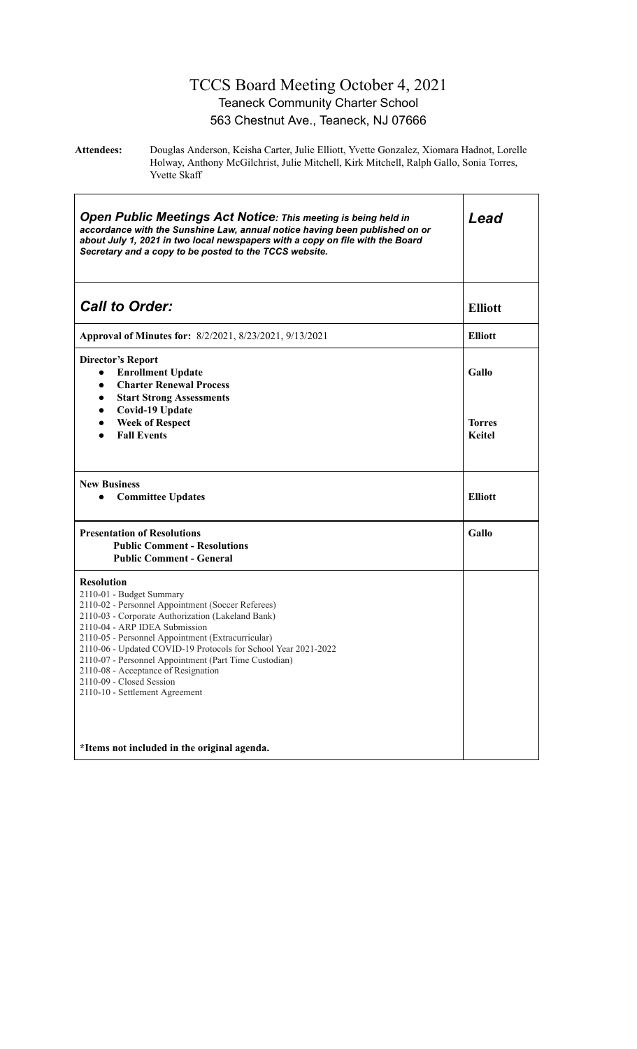# TCCS Board Meeting October 4, 2021

## Teaneck Community Charter School

563 Chestnut Ave., Teaneck, NJ 07666

**Attendees:** Douglas Anderson, Keisha Carter, Julie Elliott, Yvette Gonzalez, Xiomara Hadnot, Lorelle Holway, Anthony McGilchrist, Julie Mitchell, Kirk Mitchell, Ralph Gallo, Sonia Torres, Yvette Skaff

| ***Open Public Meetings Act Notice**: This meeting is being held in accordance with the Sunshine Law, annual notice having been published on or about July 1, 2021 in two local newspapers with a copy on file with the Board Secretary and a copy to be posted to the TCCS website.* | ***Lead*** |
|---|---|
| ***Call to Order:*** | **Elliott** |
| **Approval of Minutes for:** 8/2/2021, 8/23/2021, 9/13/2021 | **Elliott** |
| **Director's Report**<br>• **Enrollment Update**<br>• **Charter Renewal Process**<br>• **Start Strong Assessments**<br>• **Covid-19 Update**<br>• **Week of Respect**<br>• **Fall Events** | **Gallo**<br><br><br><br>**Torres**<br>**Keitel** |
| **New Business**<br>• **Committee Updates** | **Elliott** |
| **Presentation of Resolutions**<br>**Public Comment - Resolutions**<br>**Public Comment - General** | **Gallo** |
| **Resolution**<br>2110-01 - Budget Summary<br>2110-02 - Personnel Appointment (Soccer Referees)<br>2110-03 - Corporate Authorization (Lakeland Bank)<br>2110-04 - ARP IDEA Submission<br>2110-05 - Personnel Appointment (Extracurricular)<br>2110-06 - Updated COVID-19 Protocols for School Year 2021-2022<br>2110-07 - Personnel Appointment (Part Time Custodian)<br>2110-08 - Acceptance of Resignation<br>2110-09 - Closed Session<br>2110-10 - Settlement Agreement<br><br>**\*Items not included in the original agenda.** | |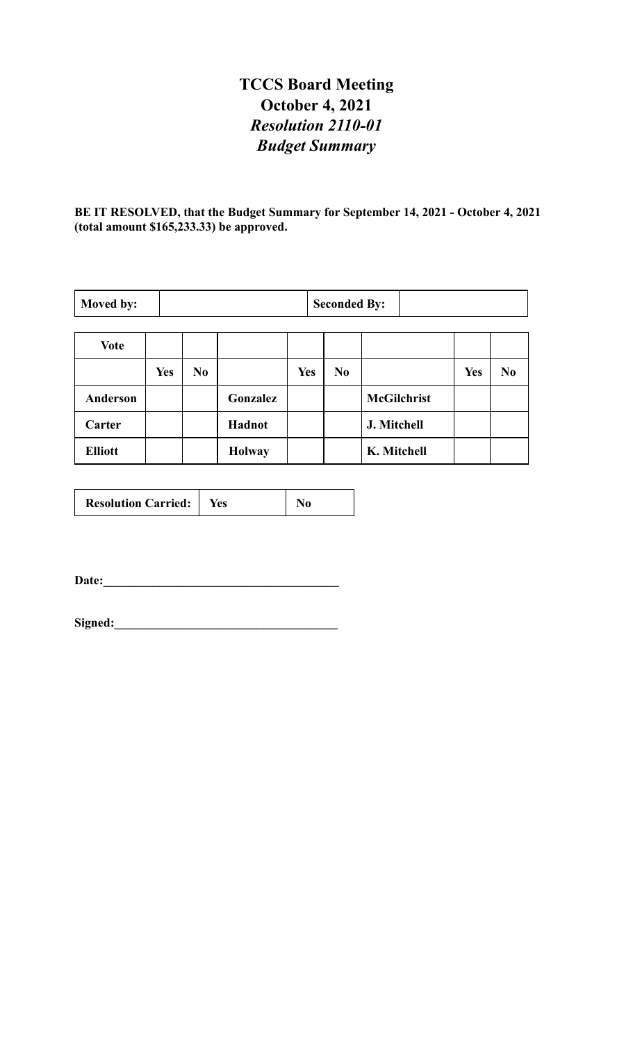# TCCS Board Meeting
## October 4, 2021
## *Resolution 2110-01*
## *Budget Summary*

**BE IT RESOLVED, that the Budget Summary for September 14, 2021 - October 4, 2021 (total amount $165,233.33) be approved.**

| **Moved by:** | | **Seconded By:** | |
|---|---|---|---|

| **Vote** | | | | | | | | |
|---|---|---|---|---|---|---|---|---|
| | **Yes** | **No** | | **Yes** | **No** | | **Yes** | **No** |
| **Anderson** | | | **Gonzalez** | | | **McGilchrist** | | |
| **Carter** | | | **Hadnot** | | | **J. Mitchell** | | |
| **Elliott** | | | **Holway** | | | **K. Mitchell** | | |

| **Resolution Carried:** | **Yes** | **No** |
|---|---|---|

**Date:**______________________________________

**Signed:**____________________________________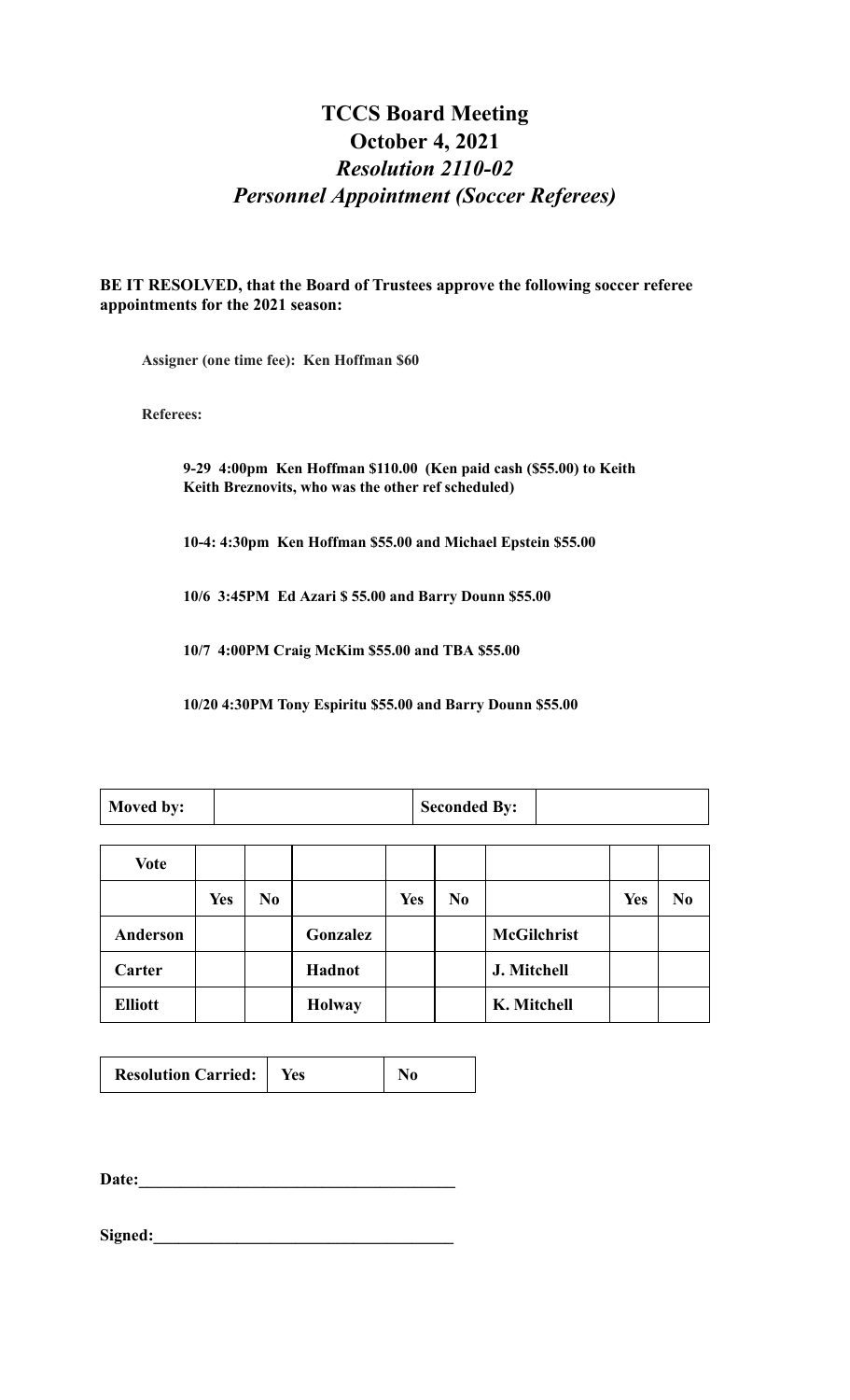# TCCS Board Meeting
## October 4, 2021
### *Resolution 2110-02*
### *Personnel Appointment (Soccer Referees)*

**BE IT RESOLVED, that the Board of Trustees approve the following soccer referee appointments for the 2021 season:**

**Assigner (one time fee): Ken Hoffman $60**

**Referees:**

**9-29 4:00pm Ken Hoffman $110.00 (Ken paid cash ($55.00) to Keith Keith Breznovits, who was the other ref scheduled)**

**10-4: 4:30pm Ken Hoffman $55.00 and Michael Epstein $55.00**

**10/6 3:45PM Ed Azari $ 55.00 and Barry Dounn $55.00**

**10/7 4:00PM Craig McKim $55.00 and TBA $55.00**

**10/20 4:30PM Tony Espiritu $55.00 and Barry Dounn $55.00**

| **Moved by:** | | **Seconded By:** | |
|---|---|---|---|

| **Vote** | | | | | | | | |
|---|---|---|---|---|---|---|---|---|
| | **Yes** | **No** | | **Yes** | **No** | | **Yes** | **No** |
| **Anderson** | | | **Gonzalez** | | | **McGilchrist** | | |
| **Carter** | | | **Hadnot** | | | **J. Mitchell** | | |
| **Elliott** | | | **Holway** | | | **K. Mitchell** | | |

| **Resolution Carried:** | **Yes** | **No** |
|---|---|---|

**Date:**_____________________________________

**Signed:**___________________________________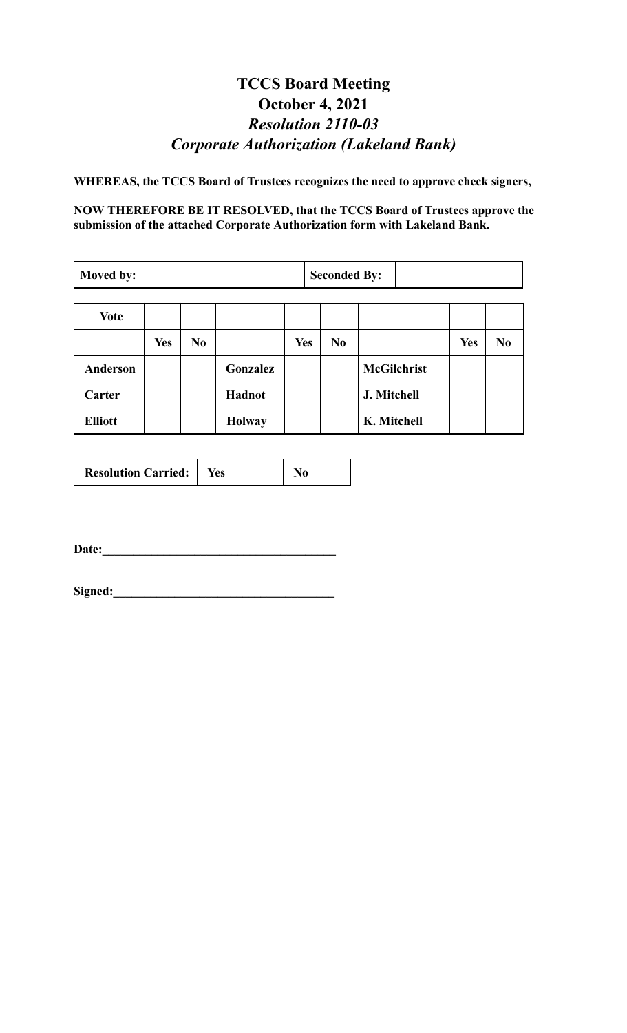# TCCS Board Meeting
## October 4, 2021
### *Resolution 2110-03*
### *Corporate Authorization (Lakeland Bank)*

**WHEREAS, the TCCS Board of Trustees recognizes the need to approve check signers,**

**NOW THEREFORE BE IT RESOLVED, that the TCCS Board of Trustees approve the submission of the attached Corporate Authorization form with Lakeland Bank.**

| **Moved by:** | | **Seconded By:** | |
|---|---|---|---|

| **Vote** | | | | | | | | |
|---|---|---|---|---|---|---|---|---|
| | **Yes** | **No** | | **Yes** | **No** | | **Yes** | **No** |
| **Anderson** | | | **Gonzalez** | | | **McGilchrist** | | |
| **Carter** | | | **Hadnot** | | | **J. Mitchell** | | |
| **Elliott** | | | **Holway** | | | **K. Mitchell** | | |

| **Resolution Carried:** | **Yes** | **No** |
|---|---|---|

**Date:**_____________________________________

**Signed:**___________________________________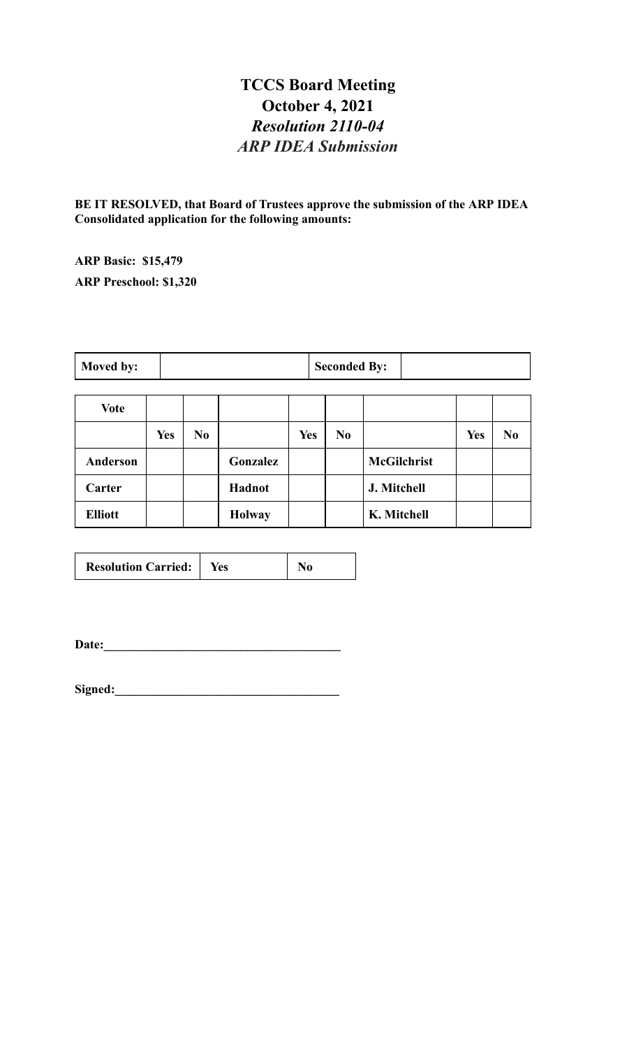# TCCS Board Meeting
# October 4, 2021
## *Resolution 2110-04*
## *ARP IDEA Submission*

**BE IT RESOLVED, that Board of Trustees approve the submission of the ARP IDEA Consolidated application for the following amounts:**

**ARP Basic: $15,479**

**ARP Preschool: $1,320**

| Moved by: | | Seconded By: | |
|---|---|---|---|

| Vote | | | | | | | | |
|---|---|---|---|---|---|---|---|---|
| | Yes | No | | Yes | No | | Yes | No |
| Anderson | | | Gonzalez | | | McGilchrist | | |
| Carter | | | Hadnot | | | J. Mitchell | | |
| Elliott | | | Holway | | | K. Mitchell | | |

| Resolution Carried: | Yes | No |
|---|---|---|

**Date:**______________________________________

**Signed:**____________________________________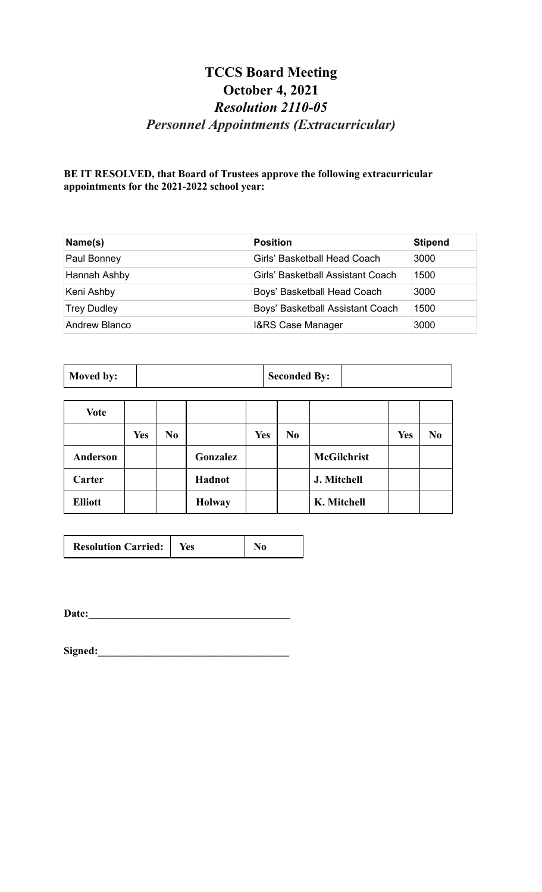# TCCS Board Meeting
# October 4, 2021
## *Resolution 2110-05*
## *Personnel Appointments (Extracurricular)*

**BE IT RESOLVED, that Board of Trustees approve the following extracurricular appointments for the 2021-2022 school year:**

| Name(s) | Position | Stipend |
|---|---|---|
| Paul Bonney | Girls' Basketball Head Coach | 3000 |
| Hannah Ashby | Girls' Basketball Assistant Coach | 1500 |
| Keni Ashby | Boys' Basketball Head Coach | 3000 |
| Trey Dudley | Boys' Basketball Assistant Coach | 1500 |
| Andrew Blanco | I&RS Case Manager | 3000 |

| **Moved by:** | | **Seconded By:** | |
|---|---|---|---|

| **Vote** | | | | | | | | |
|---|---|---|---|---|---|---|---|---|
| | **Yes** | **No** | | **Yes** | **No** | | **Yes** | **No** |
| **Anderson** | | | **Gonzalez** | | | **McGilchrist** | | |
| **Carter** | | | **Hadnot** | | | **J. Mitchell** | | |
| **Elliott** | | | **Holway** | | | **K. Mitchell** | | |

| **Resolution Carried:** | **Yes** | **No** |
|---|---|---|

**Date:**_______________________________________

**Signed:**_____________________________________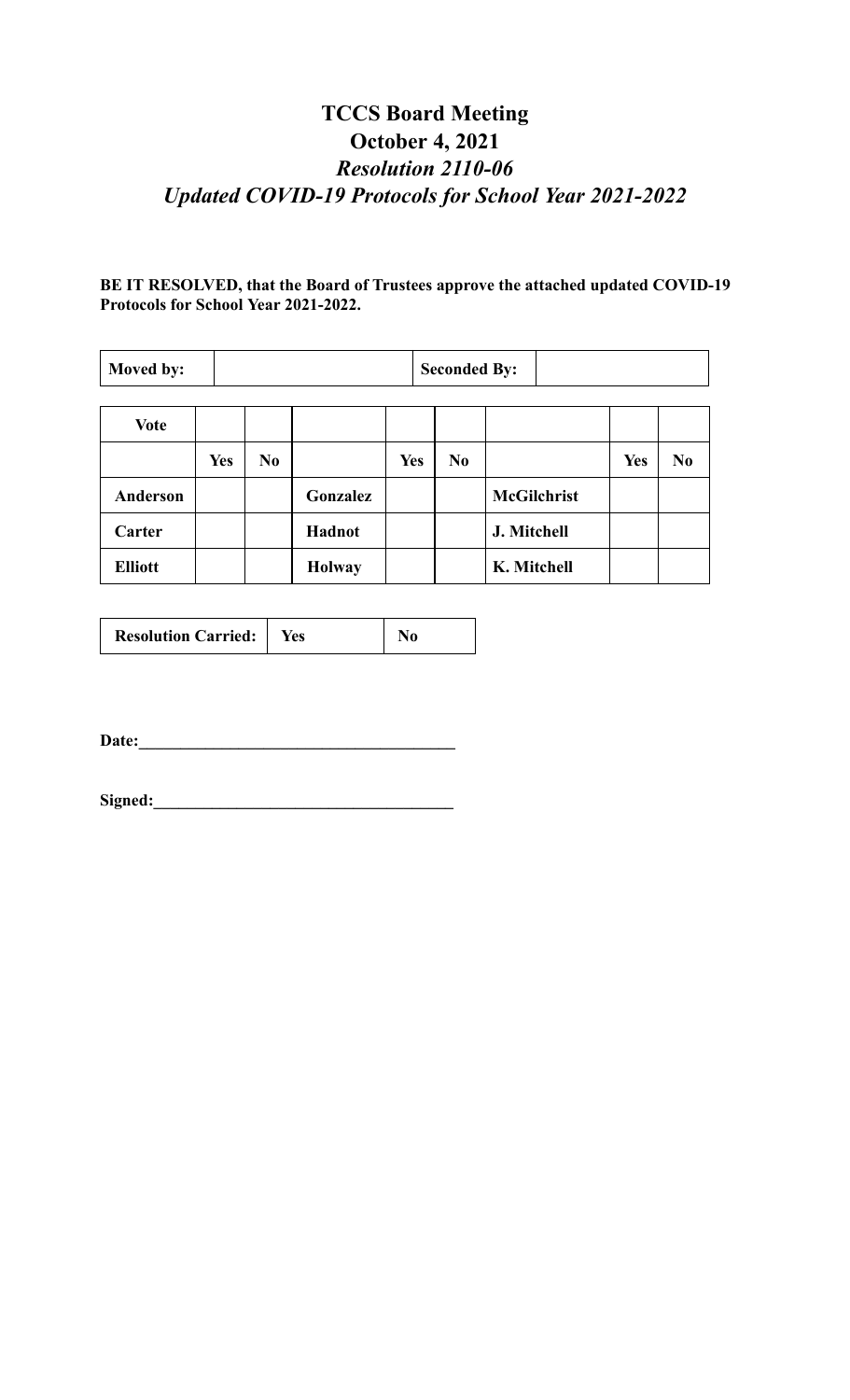# TCCS Board Meeting
# October 4, 2021
## *Resolution 2110-06*
## *Updated COVID-19 Protocols for School Year 2021-2022*

**BE IT RESOLVED, that the Board of Trustees approve the attached updated COVID-19 Protocols for School Year 2021-2022.**

| **Moved by:** | | **Seconded By:** | |
|---|---|---|---|

| **Vote** | | | | | | | | |
|---|---|---|---|---|---|---|---|---|
| | **Yes** | **No** | | **Yes** | **No** | | **Yes** | **No** |
| **Anderson** | | | **Gonzalez** | | | **McGilchrist** | | |
| **Carter** | | | **Hadnot** | | | **J. Mitchell** | | |
| **Elliott** | | | **Holway** | | | **K. Mitchell** | | |

| **Resolution Carried:** | **Yes** | **No** |
|---|---|---|

**Date:**_____________________________________

**Signed:**___________________________________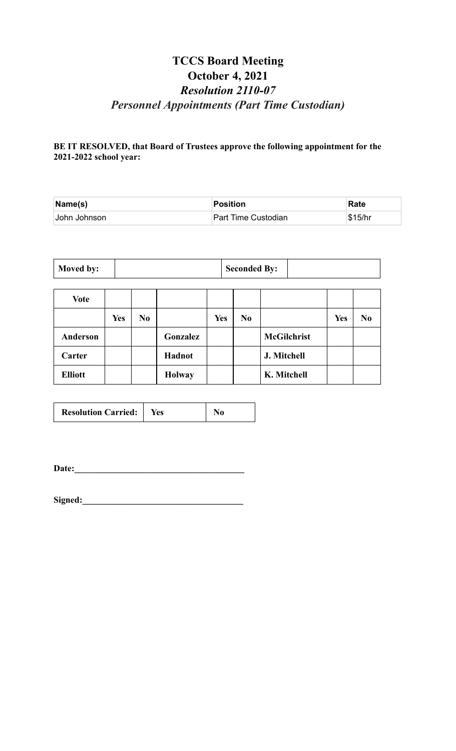# TCCS Board Meeting
# October 4, 2021
## *Resolution 2110-07*
## *Personnel Appointments (Part Time Custodian)*

**BE IT RESOLVED, that Board of Trustees approve the following appointment for the 2021-2022 school year:**

| Name(s) | Position | Rate |
|---|---|---|
| John Johnson | Part Time Custodian | $15/hr |

| **Moved by:** | | **Seconded By:** | |
|---|---|---|---|

| **Vote** | | | | | | | | |
|---|---|---|---|---|---|---|---|---|
| | **Yes** | **No** | | **Yes** | **No** | | **Yes** | **No** |
| **Anderson** | | | **Gonzalez** | | | **McGilchrist** | | |
| **Carter** | | | **Hadnot** | | | **J. Mitchell** | | |
| **Elliott** | | | **Holway** | | | **K. Mitchell** | | |

| **Resolution Carried:** | **Yes** | **No** |
|---|---|---|

**Date:**\_\_\_\_\_\_\_\_\_\_\_\_\_\_\_\_\_\_\_\_\_\_\_\_\_\_\_\_\_\_\_\_\_\_\_\_\_\_

**Signed:**\_\_\_\_\_\_\_\_\_\_\_\_\_\_\_\_\_\_\_\_\_\_\_\_\_\_\_\_\_\_\_\_\_\_\_\_\_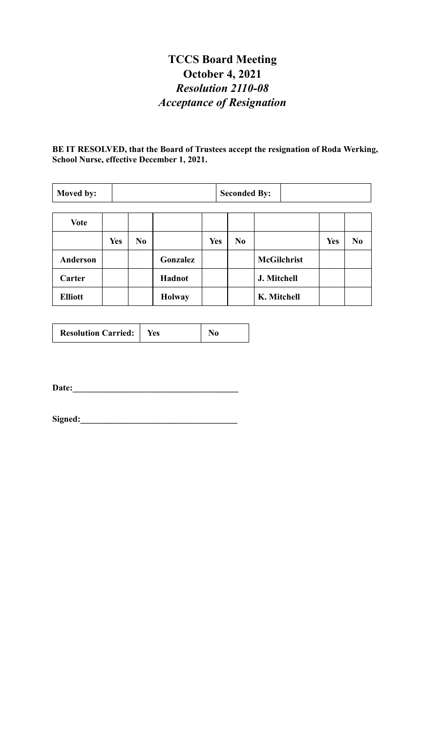# TCCS Board Meeting
## October 4, 2021
### *Resolution 2110-08*
### *Acceptance of Resignation*

**BE IT RESOLVED, that the Board of Trustees accept the resignation of Roda Werking, School Nurse, effective December 1, 2021.**

| **Moved by:** | | **Seconded By:** | |
|---|---|---|---|

| **Vote** | | | | | | | | |
|---|---|---|---|---|---|---|---|---|
| | **Yes** | **No** | | **Yes** | **No** | | **Yes** | **No** |
| **Anderson** | | | **Gonzalez** | | | **McGilchrist** | | |
| **Carter** | | | **Hadnot** | | | **J. Mitchell** | | |
| **Elliott** | | | **Holway** | | | **K. Mitchell** | | |

| **Resolution Carried:** | **Yes** | **No** |
|---|---|---|

**Date:**______________________________________

**Signed:**____________________________________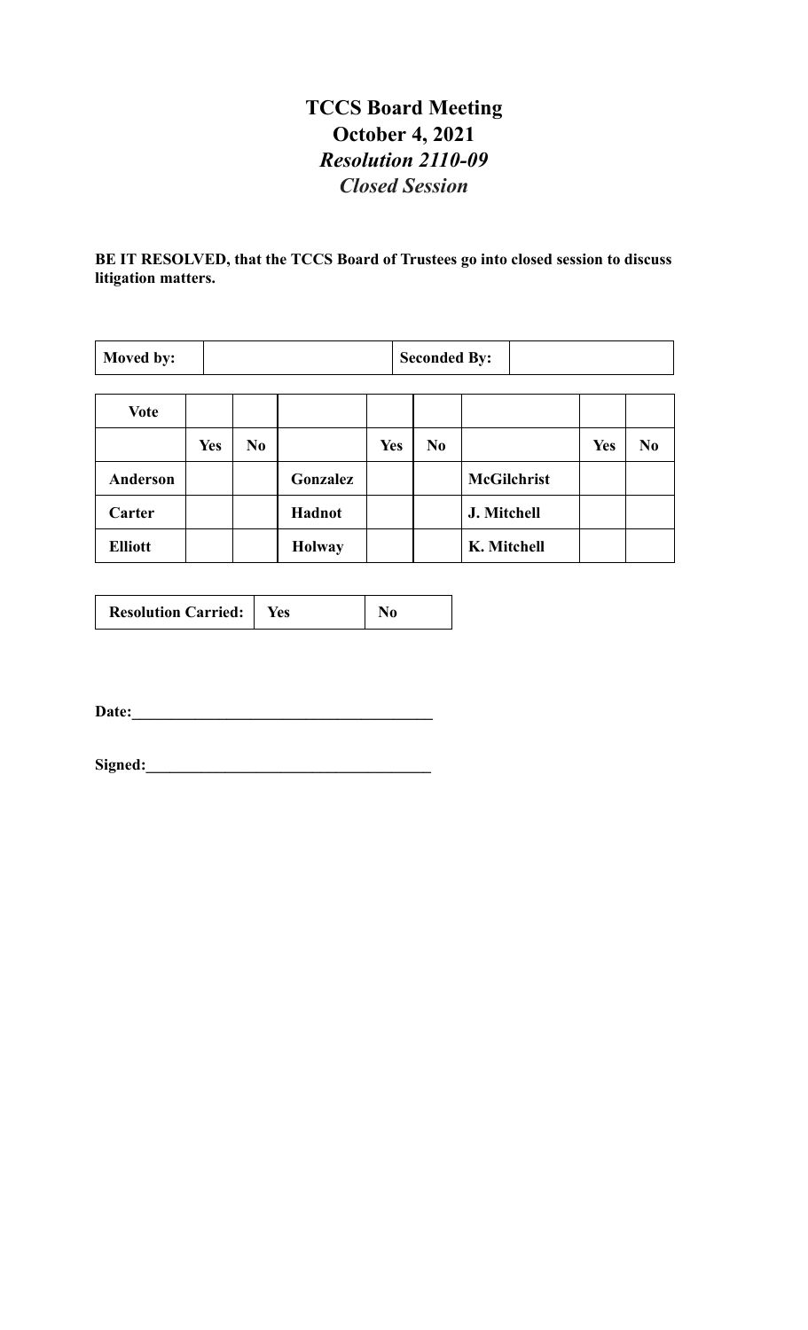# TCCS Board Meeting

## October 4, 2021

## *Resolution 2110-09*

## *Closed Session*

**BE IT RESOLVED, that the TCCS Board of Trustees go into closed session to discuss litigation matters.**

| **Moved by:** | | **Seconded By:** | |
|---|---|---|---|

| **Vote** | | | | | | | | |
|---|---|---|---|---|---|---|---|---|
| | **Yes** | **No** | | **Yes** | **No** | | **Yes** | **No** |
| **Anderson** | | | **Gonzalez** | | | **McGilchrist** | | |
| **Carter** | | | **Hadnot** | | | **J. Mitchell** | | |
| **Elliott** | | | **Holway** | | | **K. Mitchell** | | |

| **Resolution Carried:** | **Yes** | **No** |
|---|---|---|

**Date:**______________________________________

**Signed:**____________________________________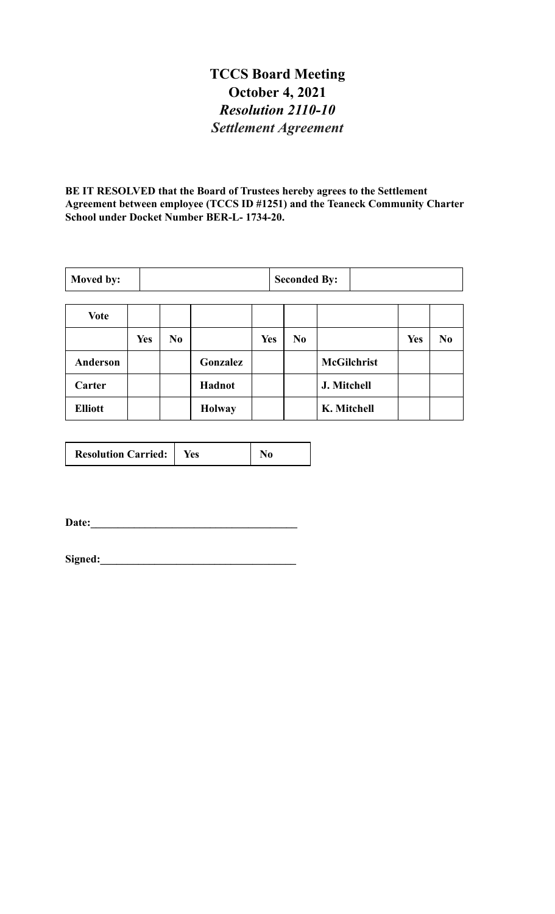# TCCS Board Meeting
# October 4, 2021
## *Resolution 2110-10*
## *Settlement Agreement*

**BE IT RESOLVED that the Board of Trustees hereby agrees to the Settlement Agreement between employee (TCCS ID #1251) and the Teaneck Community Charter School under Docket Number BER-L- 1734-20.**

| | | | |
|---|---|---|---|
| **Moved by:** | | **Seconded By:** | |

| **Vote** | | | | | | | | |
|---|---|---|---|---|---|---|---|---|
| | **Yes** | **No** | | **Yes** | **No** | | **Yes** | **No** |
| **Anderson** | | | **Gonzalez** | | | **McGilchrist** | | |
| **Carter** | | | **Hadnot** | | | **J. Mitchell** | | |
| **Elliott** | | | **Holway** | | | **K. Mitchell** | | |

| | | |
|---|---|---|
| **Resolution Carried:** | **Yes** | **No** |

**Date:**______________________________________

**Signed:**____________________________________